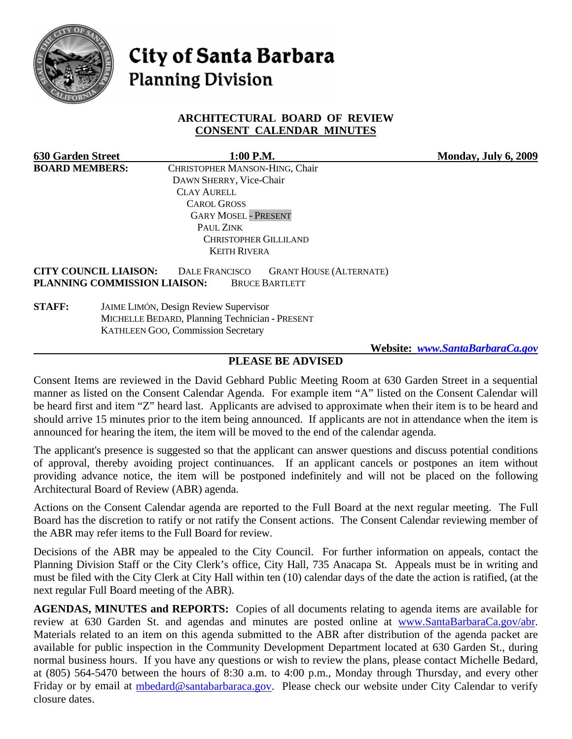# City of Santa Barbara
## Planning Division

### ARCHITECTURAL BOARD OF REVIEW
### CONSENT CALENDAR MINUTES

**630 Garden Street** **1:00 P.M.** **Monday, July 6, 2009**

**BOARD MEMBERS:**
CHRISTOPHER MANSON-HING, Chair
DAWN SHERRY, Vice-Chair
CLAY AURELL
CAROL GROSS
GARY MOSEL - PRESENT
PAUL ZINK
CHRISTOPHER GILLILAND
KEITH RIVERA

**CITY COUNCIL LIAISON:** DALE FRANCISCO GRANT HOUSE (ALTERNATE)
**PLANNING COMMISSION LIAISON:** BRUCE BARTLETT

**STAFF:**
JAIME LIMÓN, Design Review Supervisor
MICHELLE BEDARD, Planning Technician - PRESENT
KATHLEEN GOO, Commission Secretary

**Website:** ***www.SantaBarbaraCa.gov***

### PLEASE BE ADVISED

Consent Items are reviewed in the David Gebhard Public Meeting Room at 630 Garden Street in a sequential manner as listed on the Consent Calendar Agenda. For example item "A" listed on the Consent Calendar will be heard first and item "Z" heard last. Applicants are advised to approximate when their item is to be heard and should arrive 15 minutes prior to the item being announced. If applicants are not in attendance when the item is announced for hearing the item, the item will be moved to the end of the calendar agenda.

The applicant's presence is suggested so that the applicant can answer questions and discuss potential conditions of approval, thereby avoiding project continuances. If an applicant cancels or postpones an item without providing advance notice, the item will be postponed indefinitely and will not be placed on the following Architectural Board of Review (ABR) agenda.

Actions on the Consent Calendar agenda are reported to the Full Board at the next regular meeting. The Full Board has the discretion to ratify or not ratify the Consent actions. The Consent Calendar reviewing member of the ABR may refer items to the Full Board for review.

Decisions of the ABR may be appealed to the City Council. For further information on appeals, contact the Planning Division Staff or the City Clerk's office, City Hall, 735 Anacapa St. Appeals must be in writing and must be filed with the City Clerk at City Hall within ten (10) calendar days of the date the action is ratified, (at the next regular Full Board meeting of the ABR).

**AGENDAS, MINUTES and REPORTS:** Copies of all documents relating to agenda items are available for review at 630 Garden St. and agendas and minutes are posted online at www.SantaBarbaraCa.gov/abr. Materials related to an item on this agenda submitted to the ABR after distribution of the agenda packet are available for public inspection in the Community Development Department located at 630 Garden St., during normal business hours. If you have any questions or wish to review the plans, please contact Michelle Bedard, at (805) 564-5470 between the hours of 8:30 a.m. to 4:00 p.m., Monday through Thursday, and every other Friday or by email at mbedard@santabarbaraca.gov. Please check our website under City Calendar to verify closure dates.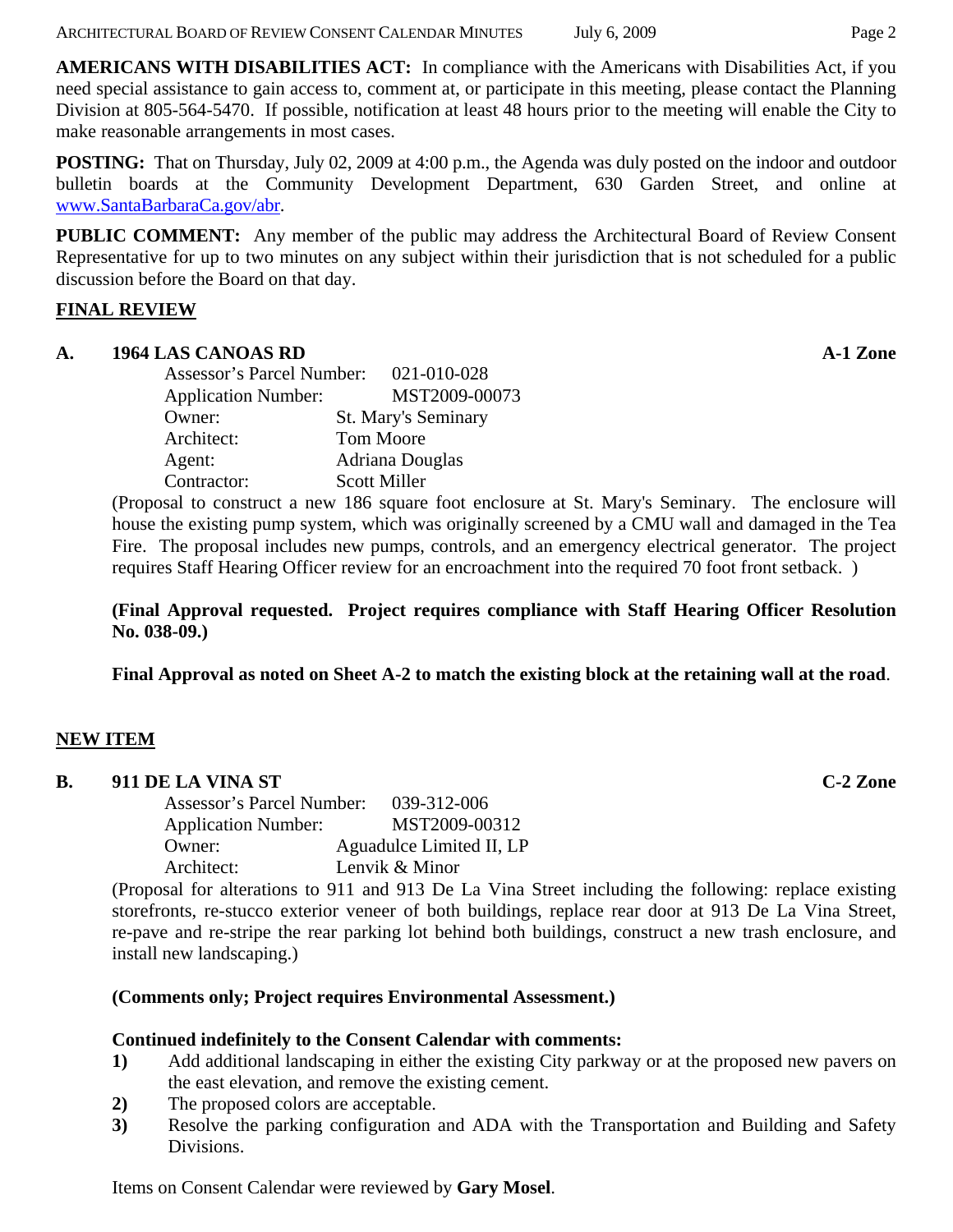**AMERICANS WITH DISABILITIES ACT:** In compliance with the Americans with Disabilities Act, if you need special assistance to gain access to, comment at, or participate in this meeting, please contact the Planning Division at 805-564-5470. If possible, notification at least 48 hours prior to the meeting will enable the City to make reasonable arrangements in most cases.

**POSTING:** That on Thursday, July 02, 2009 at 4:00 p.m., the Agenda was duly posted on the indoor and outdoor bulletin boards at the Community Development Department, 630 Garden Street, and online at www.SantaBarbaraCa.gov/abr.

**PUBLIC COMMENT:** Any member of the public may address the Architectural Board of Review Consent Representative for up to two minutes on any subject within their jurisdiction that is not scheduled for a public discussion before the Board on that day.

## FINAL REVIEW

### A. 1964 LAS CANOAS RD — A-1 Zone

Assessor's Parcel Number: 021-010-028
Application Number: MST2009-00073
Owner: St. Mary's Seminary
Architect: Tom Moore
Agent: Adriana Douglas
Contractor: Scott Miller

(Proposal to construct a new 186 square foot enclosure at St. Mary's Seminary. The enclosure will house the existing pump system, which was originally screened by a CMU wall and damaged in the Tea Fire. The proposal includes new pumps, controls, and an emergency electrical generator. The project requires Staff Hearing Officer review for an encroachment into the required 70 foot front setback. )

**(Final Approval requested. Project requires compliance with Staff Hearing Officer Resolution No. 038-09.)**

**Final Approval as noted on Sheet A-2 to match the existing block at the retaining wall at the road**.

## NEW ITEM

### B. 911 DE LA VINA ST — C-2 Zone

Assessor's Parcel Number: 039-312-006
Application Number: MST2009-00312
Owner: Aguadulce Limited II, LP
Architect: Lenvik & Minor

(Proposal for alterations to 911 and 913 De La Vina Street including the following: replace existing storefronts, re-stucco exterior veneer of both buildings, replace rear door at 913 De La Vina Street, re-pave and re-stripe the rear parking lot behind both buildings, construct a new trash enclosure, and install new landscaping.)

**(Comments only; Project requires Environmental Assessment.)**

**Continued indefinitely to the Consent Calendar with comments:**

1) Add additional landscaping in either the existing City parkway or at the proposed new pavers on the east elevation, and remove the existing cement.
2) The proposed colors are acceptable.
3) Resolve the parking configuration and ADA with the Transportation and Building and Safety Divisions.

Items on Consent Calendar were reviewed by **Gary Mosel**.